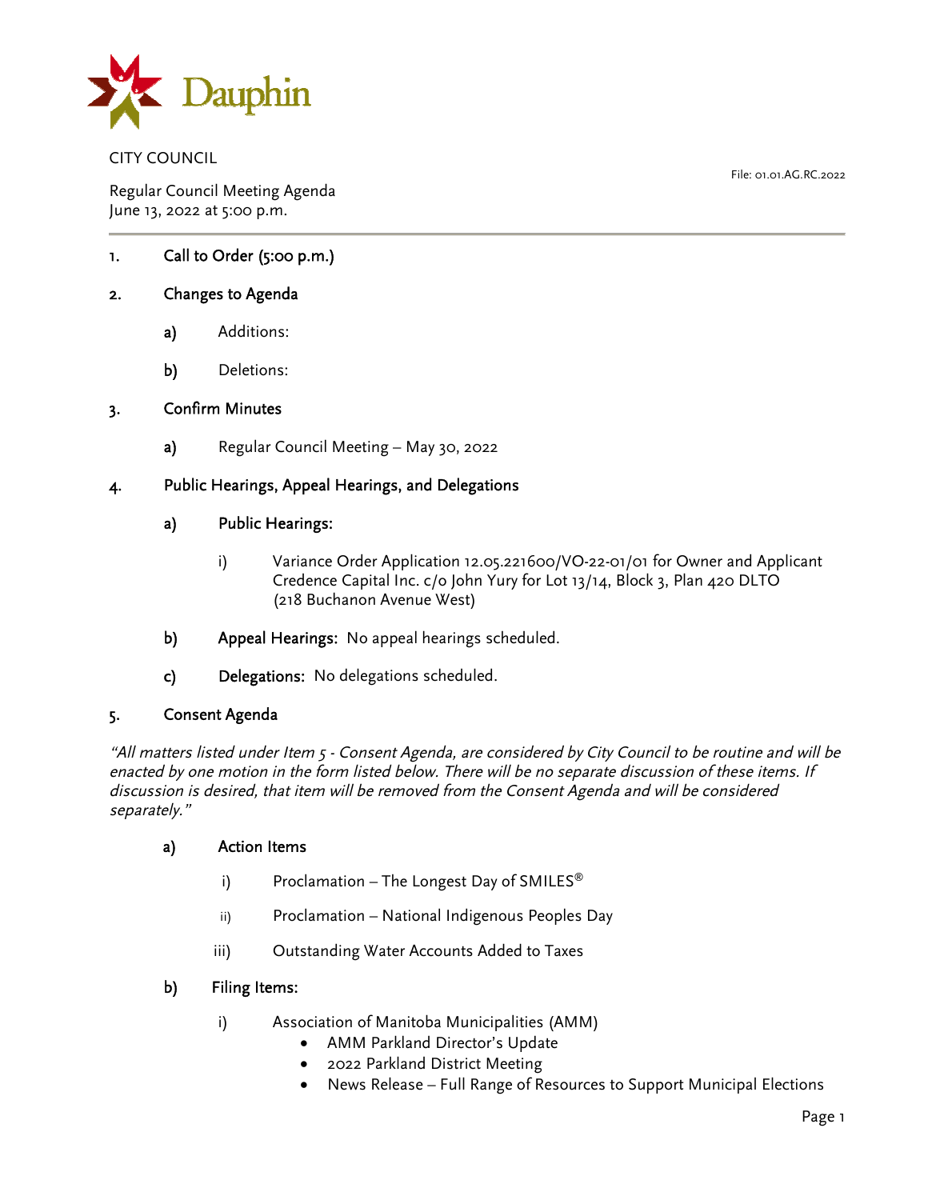Dauphin

CITY COUNCIL

File: 01.01.AG.RC.2022

Regular Council Meeting Agenda
June 13, 2022 at 5:00 p.m.

---

1. **Call to Order (5:00 p.m.)**

2. **Changes to Agenda**

   a) Additions:

   b) Deletions:

3. **Confirm Minutes**

   a) Regular Council Meeting – May 30, 2022

4. **Public Hearings, Appeal Hearings, and Delegations**

   a) **Public Hearings:**

      i) Variance Order Application 12.05.221600/VO-22-01/01 for Owner and Applicant Credence Capital Inc. c/o John Yury for Lot 13/14, Block 3, Plan 420 DLTO (218 Buchanon Avenue West)

   b) **Appeal Hearings:** No appeal hearings scheduled.

   c) **Delegations:** No delegations scheduled.

5. **Consent Agenda**

*"All matters listed under Item 5 - Consent Agenda, are considered by City Council to be routine and will be enacted by one motion in the form listed below. There will be no separate discussion of these items. If discussion is desired, that item will be removed from the Consent Agenda and will be considered separately."*

   a) **Action Items**

      i) Proclamation – The Longest Day of SMILES®

      ii) Proclamation – National Indigenous Peoples Day

      iii) Outstanding Water Accounts Added to Taxes

   b) **Filing Items:**

      i) Association of Manitoba Municipalities (AMM)
         - AMM Parkland Director's Update
         - 2022 Parkland District Meeting
         - News Release – Full Range of Resources to Support Municipal Elections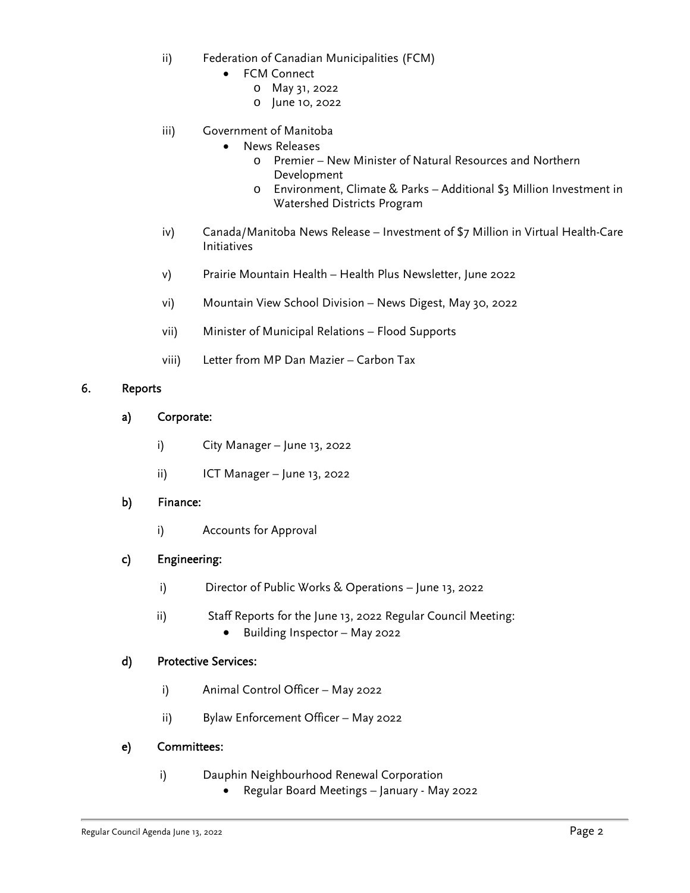ii) Federation of Canadian Municipalities (FCM)
  - FCM Connect
    - May 31, 2022
    - June 10, 2022

iii) Government of Manitoba
  - News Releases
    - Premier – New Minister of Natural Resources and Northern Development
    - Environment, Climate & Parks – Additional $3 Million Investment in Watershed Districts Program

iv) Canada/Manitoba News Release – Investment of $7 Million in Virtual Health-Care Initiatives

v) Prairie Mountain Health – Health Plus Newsletter, June 2022

vi) Mountain View School Division – News Digest, May 30, 2022

vii) Minister of Municipal Relations – Flood Supports

viii) Letter from MP Dan Mazier – Carbon Tax

## 6. Reports

### a) Corporate:

i) City Manager – June 13, 2022

ii) ICT Manager – June 13, 2022

### b) Finance:

i) Accounts for Approval

### c) Engineering:

i) Director of Public Works & Operations – June 13, 2022

ii) Staff Reports for the June 13, 2022 Regular Council Meeting:
  - Building Inspector – May 2022

### d) Protective Services:

i) Animal Control Officer – May 2022

ii) Bylaw Enforcement Officer – May 2022

### e) Committees:

i) Dauphin Neighbourhood Renewal Corporation
  - Regular Board Meetings – January - May 2022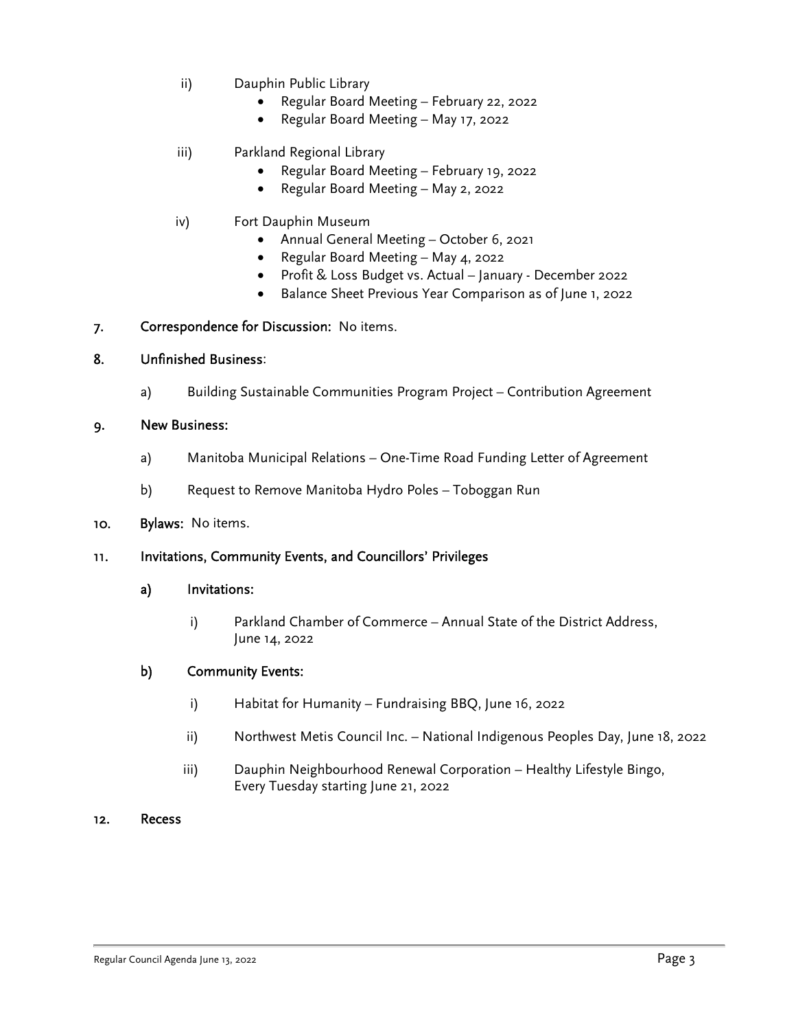- ii) Dauphin Public Library
  - Regular Board Meeting – February 22, 2022
  - Regular Board Meeting – May 17, 2022

- iii) Parkland Regional Library
  - Regular Board Meeting – February 19, 2022
  - Regular Board Meeting – May 2, 2022

- iv) Fort Dauphin Museum
  - Annual General Meeting – October 6, 2021
  - Regular Board Meeting – May 4, 2022
  - Profit & Loss Budget vs. Actual – January - December 2022
  - Balance Sheet Previous Year Comparison as of June 1, 2022

**7. Correspondence for Discussion:** No items.

**8. Unfinished Business**:

a) Building Sustainable Communities Program Project – Contribution Agreement

**9. New Business:**

a) Manitoba Municipal Relations – One-Time Road Funding Letter of Agreement

b) Request to Remove Manitoba Hydro Poles – Toboggan Run

**10. Bylaws:** No items.

**11. Invitations, Community Events, and Councillors' Privileges**

**a) Invitations:**

i) Parkland Chamber of Commerce – Annual State of the District Address, June 14, 2022

**b) Community Events:**

i) Habitat for Humanity – Fundraising BBQ, June 16, 2022

ii) Northwest Metis Council Inc. – National Indigenous Peoples Day, June 18, 2022

iii) Dauphin Neighbourhood Renewal Corporation – Healthy Lifestyle Bingo, Every Tuesday starting June 21, 2022

**12. Recess**